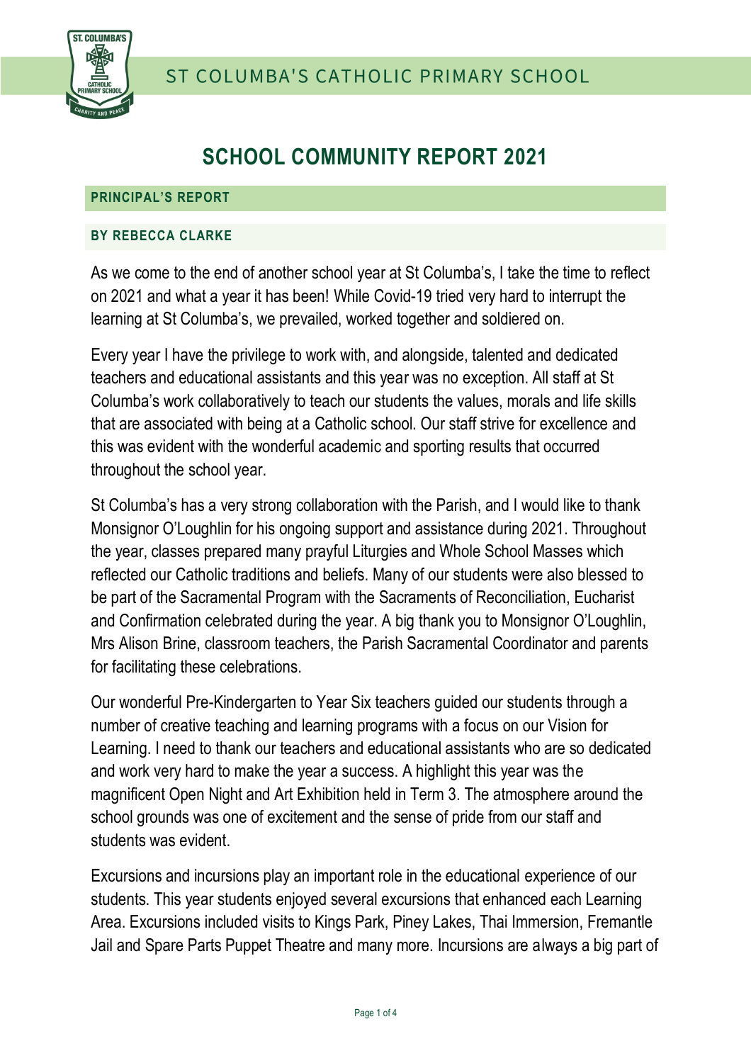ST COLUMBA'S CATHOLIC PRIMARY SCHOOL

# SCHOOL COMMUNITY REPORT 2021

## PRINCIPAL'S REPORT

### BY REBECCA CLARKE

As we come to the end of another school year at St Columba's, I take the time to reflect on 2021 and what a year it has been! While Covid-19 tried very hard to interrupt the learning at St Columba's, we prevailed, worked together and soldiered on.

Every year I have the privilege to work with, and alongside, talented and dedicated teachers and educational assistants and this year was no exception. All staff at St Columba's work collaboratively to teach our students the values, morals and life skills that are associated with being at a Catholic school. Our staff strive for excellence and this was evident with the wonderful academic and sporting results that occurred throughout the school year.

St Columba's has a very strong collaboration with the Parish, and I would like to thank Monsignor O'Loughlin for his ongoing support and assistance during 2021. Throughout the year, classes prepared many prayful Liturgies and Whole School Masses which reflected our Catholic traditions and beliefs. Many of our students were also blessed to be part of the Sacramental Program with the Sacraments of Reconciliation, Eucharist and Confirmation celebrated during the year. A big thank you to Monsignor O'Loughlin, Mrs Alison Brine, classroom teachers, the Parish Sacramental Coordinator and parents for facilitating these celebrations.

Our wonderful Pre-Kindergarten to Year Six teachers guided our students through a number of creative teaching and learning programs with a focus on our Vision for Learning. I need to thank our teachers and educational assistants who are so dedicated and work very hard to make the year a success. A highlight this year was the magnificent Open Night and Art Exhibition held in Term 3. The atmosphere around the school grounds was one of excitement and the sense of pride from our staff and students was evident.

Excursions and incursions play an important role in the educational experience of our students. This year students enjoyed several excursions that enhanced each Learning Area. Excursions included visits to Kings Park, Piney Lakes, Thai Immersion, Fremantle Jail and Spare Parts Puppet Theatre and many more. Incursions are always a big part of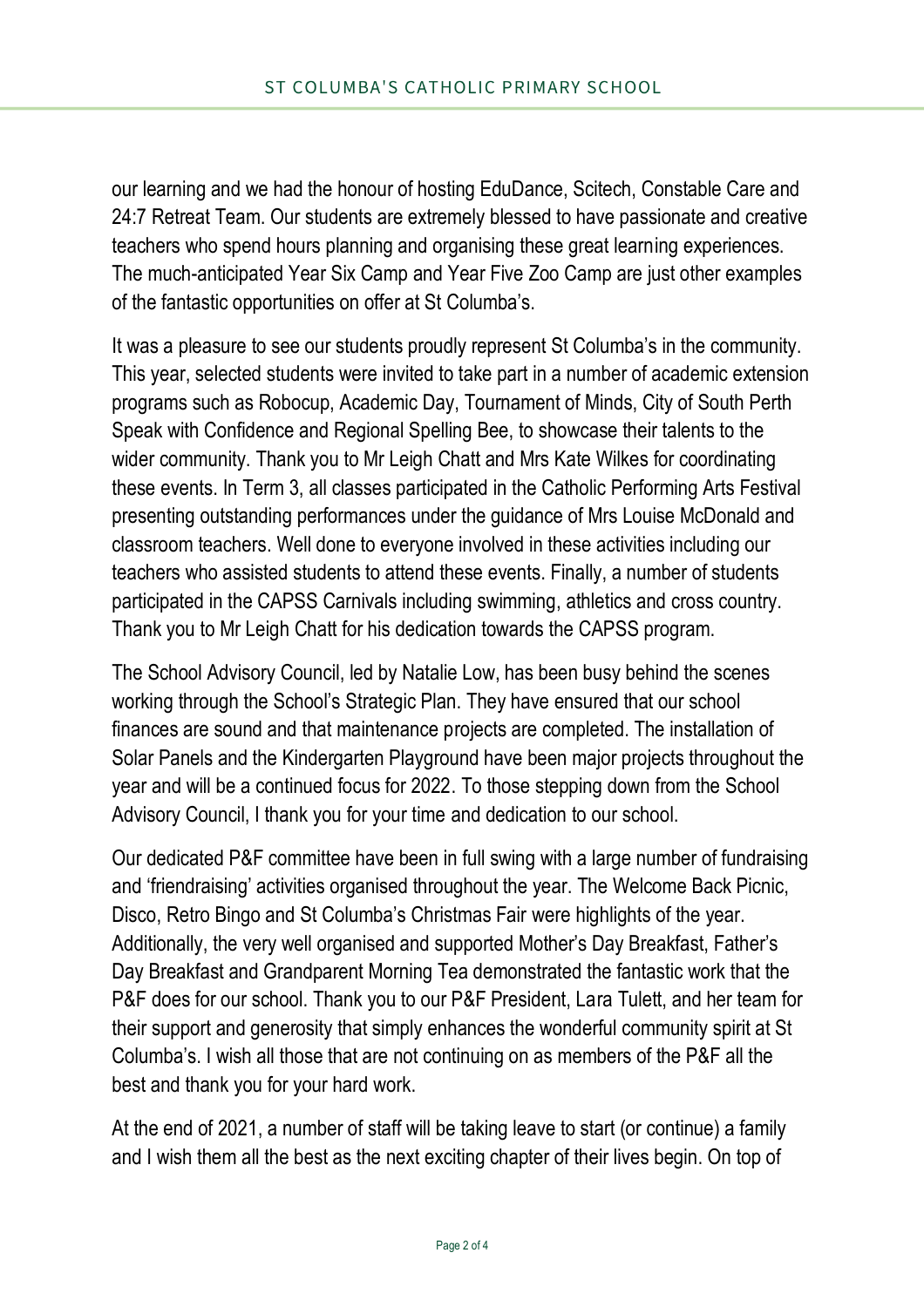our learning and we had the honour of hosting EduDance, Scitech, Constable Care and 24:7 Retreat Team. Our students are extremely blessed to have passionate and creative teachers who spend hours planning and organising these great learning experiences. The much-anticipated Year Six Camp and Year Five Zoo Camp are just other examples of the fantastic opportunities on offer at St Columba's.

It was a pleasure to see our students proudly represent St Columba's in the community. This year, selected students were invited to take part in a number of academic extension programs such as Robocup, Academic Day, Tournament of Minds, City of South Perth Speak with Confidence and Regional Spelling Bee, to showcase their talents to the wider community. Thank you to Mr Leigh Chatt and Mrs Kate Wilkes for coordinating these events. In Term 3, all classes participated in the Catholic Performing Arts Festival presenting outstanding performances under the guidance of Mrs Louise McDonald and classroom teachers. Well done to everyone involved in these activities including our teachers who assisted students to attend these events. Finally, a number of students participated in the CAPSS Carnivals including swimming, athletics and cross country. Thank you to Mr Leigh Chatt for his dedication towards the CAPSS program.

The School Advisory Council, led by Natalie Low, has been busy behind the scenes working through the School's Strategic Plan. They have ensured that our school finances are sound and that maintenance projects are completed. The installation of Solar Panels and the Kindergarten Playground have been major projects throughout the year and will be a continued focus for 2022. To those stepping down from the School Advisory Council, I thank you for your time and dedication to our school.

Our dedicated P&F committee have been in full swing with a large number of fundraising and 'friendraising' activities organised throughout the year. The Welcome Back Picnic, Disco, Retro Bingo and St Columba's Christmas Fair were highlights of the year. Additionally, the very well organised and supported Mother's Day Breakfast, Father's Day Breakfast and Grandparent Morning Tea demonstrated the fantastic work that the P&F does for our school. Thank you to our P&F President, Lara Tulett, and her team for their support and generosity that simply enhances the wonderful community spirit at St Columba's. I wish all those that are not continuing on as members of the P&F all the best and thank you for your hard work.

At the end of 2021, a number of staff will be taking leave to start (or continue) a family and I wish them all the best as the next exciting chapter of their lives begin. On top of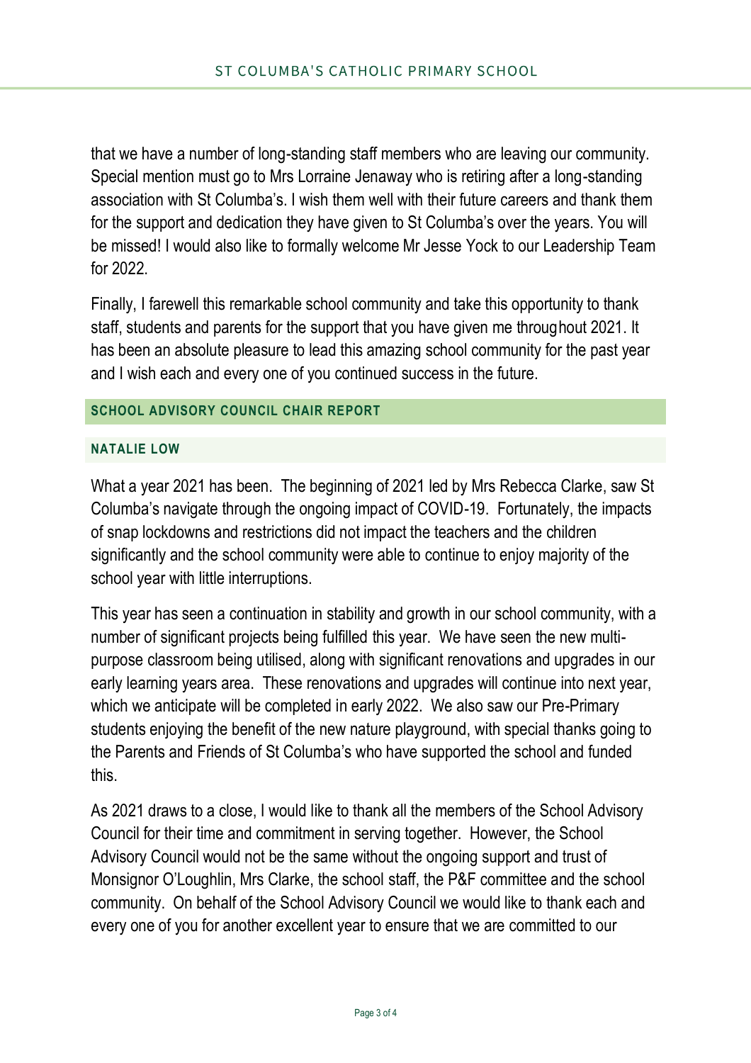that we have a number of long-standing staff members who are leaving our community. Special mention must go to Mrs Lorraine Jenaway who is retiring after a long-standing association with St Columba's. I wish them well with their future careers and thank them for the support and dedication they have given to St Columba's over the years. You will be missed! I would also like to formally welcome Mr Jesse Yock to our Leadership Team for 2022.

Finally, I farewell this remarkable school community and take this opportunity to thank staff, students and parents for the support that you have given me throughout 2021. It has been an absolute pleasure to lead this amazing school community for the past year and I wish each and every one of you continued success in the future.

## SCHOOL ADVISORY COUNCIL CHAIR REPORT

### NATALIE LOW

What a year 2021 has been. The beginning of 2021 led by Mrs Rebecca Clarke, saw St Columba's navigate through the ongoing impact of COVID-19. Fortunately, the impacts of snap lockdowns and restrictions did not impact the teachers and the children significantly and the school community were able to continue to enjoy majority of the school year with little interruptions.

This year has seen a continuation in stability and growth in our school community, with a number of significant projects being fulfilled this year. We have seen the new multi-purpose classroom being utilised, along with significant renovations and upgrades in our early learning years area. These renovations and upgrades will continue into next year, which we anticipate will be completed in early 2022. We also saw our Pre-Primary students enjoying the benefit of the new nature playground, with special thanks going to the Parents and Friends of St Columba's who have supported the school and funded this.

As 2021 draws to a close, I would like to thank all the members of the School Advisory Council for their time and commitment in serving together. However, the School Advisory Council would not be the same without the ongoing support and trust of Monsignor O'Loughlin, Mrs Clarke, the school staff, the P&F committee and the school community. On behalf of the School Advisory Council we would like to thank each and every one of you for another excellent year to ensure that we are committed to our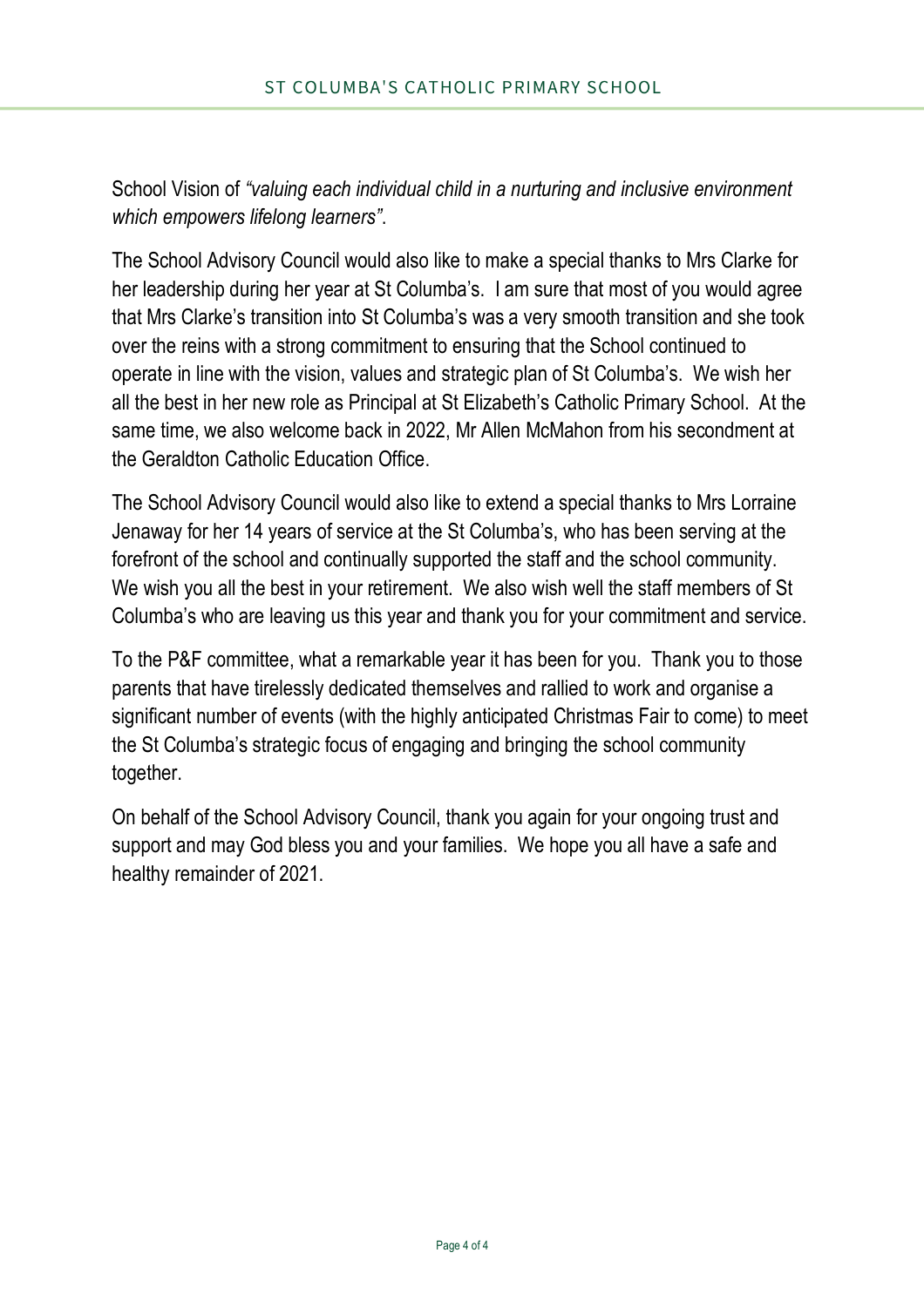School Vision of *"valuing each individual child in a nurturing and inclusive environment which empowers lifelong learners"*.

The School Advisory Council would also like to make a special thanks to Mrs Clarke for her leadership during her year at St Columba's. I am sure that most of you would agree that Mrs Clarke's transition into St Columba's was a very smooth transition and she took over the reins with a strong commitment to ensuring that the School continued to operate in line with the vision, values and strategic plan of St Columba's. We wish her all the best in her new role as Principal at St Elizabeth's Catholic Primary School. At the same time, we also welcome back in 2022, Mr Allen McMahon from his secondment at the Geraldton Catholic Education Office.

The School Advisory Council would also like to extend a special thanks to Mrs Lorraine Jenaway for her 14 years of service at the St Columba's, who has been serving at the forefront of the school and continually supported the staff and the school community. We wish you all the best in your retirement. We also wish well the staff members of St Columba's who are leaving us this year and thank you for your commitment and service.

To the P&F committee, what a remarkable year it has been for you. Thank you to those parents that have tirelessly dedicated themselves and rallied to work and organise a significant number of events (with the highly anticipated Christmas Fair to come) to meet the St Columba's strategic focus of engaging and bringing the school community together.

On behalf of the School Advisory Council, thank you again for your ongoing trust and support and may God bless you and your families. We hope you all have a safe and healthy remainder of 2021.